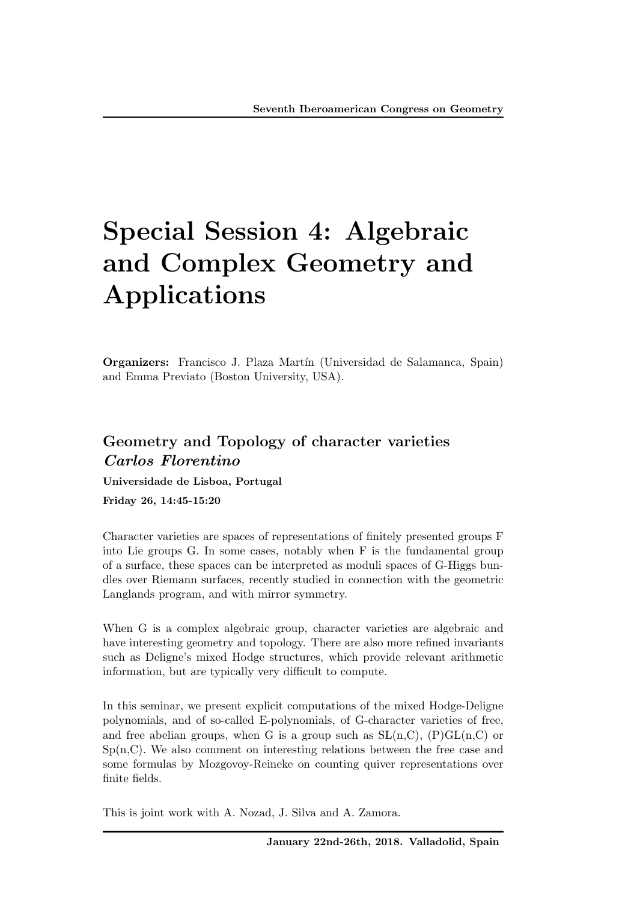# Special Session 4: Algebraic and Complex Geometry and Applications

**Organizers:** Francisco J. Plaza Martín (Universidad de Salamanca, Spain) and Emma Previato (Boston University, USA).

## Geometry and Topology of character varieties

***Carlos Florentino***

**Universidade de Lisboa, Portugal**

**Friday 26, 14:45-15:20**

Character varieties are spaces of representations of finitely presented groups F into Lie groups G. In some cases, notably when F is the fundamental group of a surface, these spaces can be interpreted as moduli spaces of G-Higgs bundles over Riemann surfaces, recently studied in connection with the geometric Langlands program, and with mirror symmetry.

When G is a complex algebraic group, character varieties are algebraic and have interesting geometry and topology. There are also more refined invariants such as Deligne's mixed Hodge structures, which provide relevant arithmetic information, but are typically very difficult to compute.

In this seminar, we present explicit computations of the mixed Hodge-Deligne polynomials, and of so-called E-polynomials, of G-character varieties of free, and free abelian groups, when G is a group such as SL(n,C), (P)GL(n,C) or Sp(n,C). We also comment on interesting relations between the free case and some formulas by Mozgovoy-Reineke on counting quiver representations over finite fields.

This is joint work with A. Nozad, J. Silva and A. Zamora.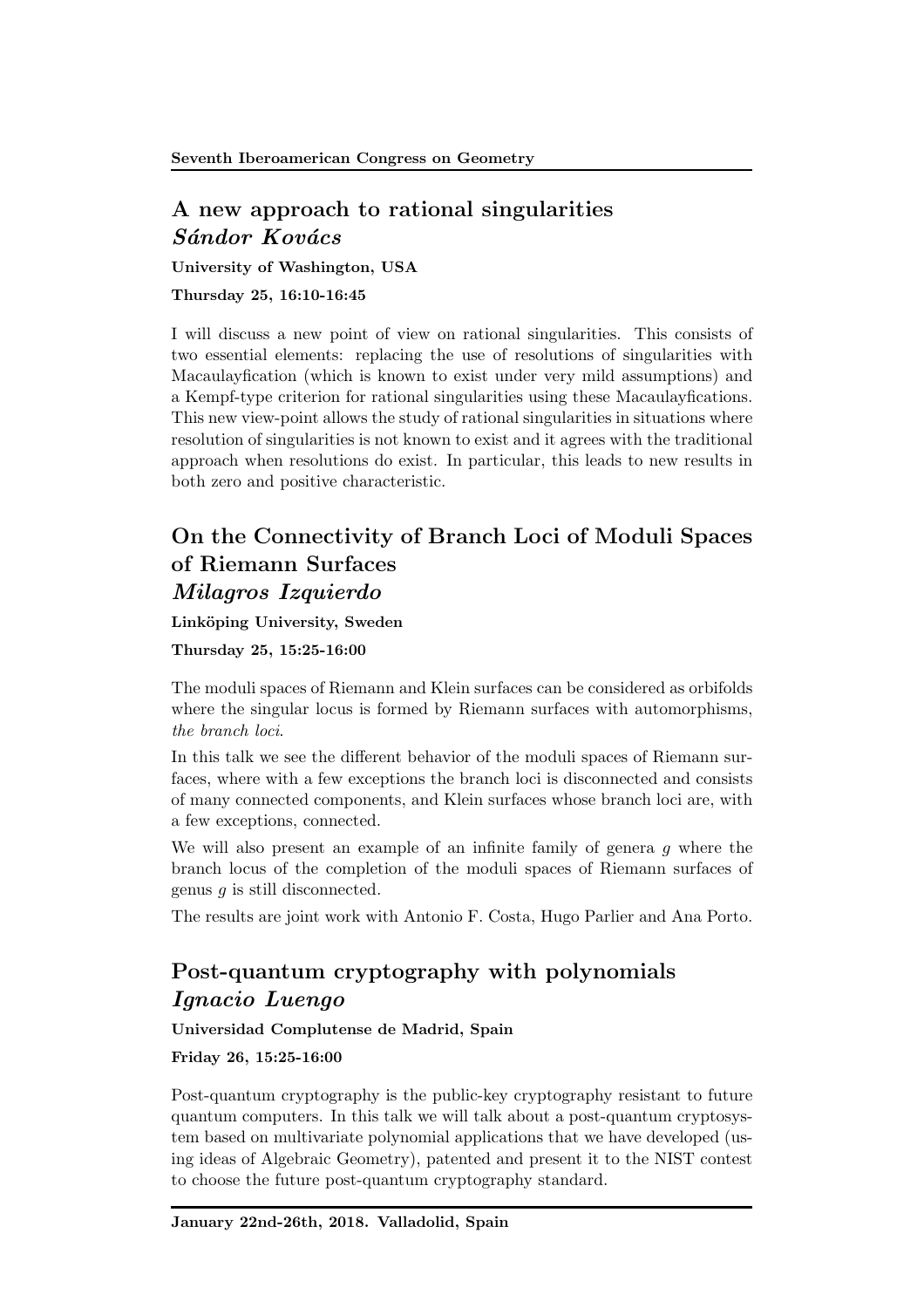## A new approach to rational singularities
### *Sándor Kovács*

**University of Washington, USA**

**Thursday 25, 16:10-16:45**

I will discuss a new point of view on rational singularities. This consists of two essential elements: replacing the use of resolutions of singularities with Macaulayfication (which is known to exist under very mild assumptions) and a Kempf-type criterion for rational singularities using these Macaulayfications. This new view-point allows the study of rational singularities in situations where resolution of singularities is not known to exist and it agrees with the traditional approach when resolutions do exist. In particular, this leads to new results in both zero and positive characteristic.

## On the Connectivity of Branch Loci of Moduli Spaces of Riemann Surfaces
### *Milagros Izquierdo*

**Linköping University, Sweden**

**Thursday 25, 15:25-16:00**

The moduli spaces of Riemann and Klein surfaces can be considered as orbifolds where the singular locus is formed by Riemann surfaces with automorphisms, *the branch loci*.

In this talk we see the different behavior of the moduli spaces of Riemann surfaces, where with a few exceptions the branch loci is disconnected and consists of many connected components, and Klein surfaces whose branch loci are, with a few exceptions, connected.

We will also present an example of an infinite family of genera $g$ where the branch locus of the completion of the moduli spaces of Riemann surfaces of genus $g$ is still disconnected.

The results are joint work with Antonio F. Costa, Hugo Parlier and Ana Porto.

## Post-quantum cryptography with polynomials
### *Ignacio Luengo*

**Universidad Complutense de Madrid, Spain**

**Friday 26, 15:25-16:00**

Post-quantum cryptography is the public-key cryptography resistant to future quantum computers. In this talk we will talk about a post-quantum cryptosystem based on multivariate polynomial applications that we have developed (using ideas of Algebraic Geometry), patented and present it to the NIST contest to choose the future post-quantum cryptography standard.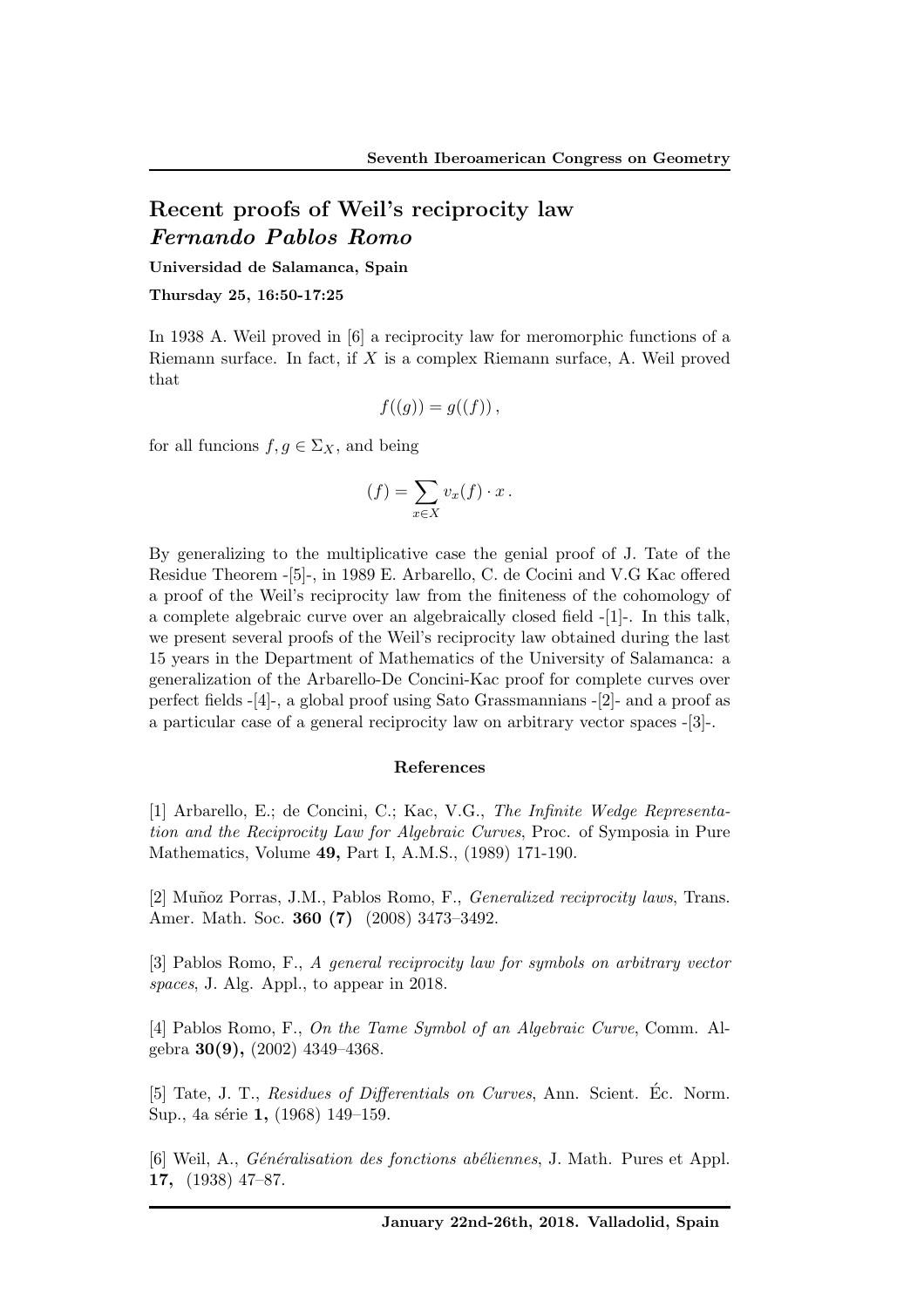# Recent proofs of Weil's reciprocity law
## *Fernando Pablos Romo*

**Universidad de Salamanca, Spain**

**Thursday 25, 16:50-17:25**

In 1938 A. Weil proved in [6] a reciprocity law for meromorphic functions of a Riemann surface. In fact, if $X$ is a complex Riemann surface, A. Weil proved that

$$f((g)) = g((f)),$$

for all funcions $f, g \in \Sigma_X$, and being

$$(f) = \sum_{x \in X} v_x(f) \cdot x .$$

By generalizing to the multiplicative case the genial proof of J. Tate of the Residue Theorem -[5]-, in 1989 E. Arbarello, C. de Cocini and V.G Kac offered a proof of the Weil's reciprocity law from the finiteness of the cohomology of a complete algebraic curve over an algebraically closed field -[1]-. In this talk, we present several proofs of the Weil's reciprocity law obtained during the last 15 years in the Department of Mathematics of the University of Salamanca: a generalization of the Arbarello-De Concini-Kac proof for complete curves over perfect fields -[4]-, a global proof using Sato Grassmannians -[2]- and a proof as a particular case of a general reciprocity law on arbitrary vector spaces -[3]-.

### References

[1] Arbarello, E.; de Concini, C.; Kac, V.G., *The Infinite Wedge Representation and the Reciprocity Law for Algebraic Curves*, Proc. of Symposia in Pure Mathematics, Volume **49,** Part I, A.M.S., (1989) 171-190.

[2] Muñoz Porras, J.M., Pablos Romo, F., *Generalized reciprocity laws*, Trans. Amer. Math. Soc. **360 (7)** (2008) 3473–3492.

[3] Pablos Romo, F., *A general reciprocity law for symbols on arbitrary vector spaces*, J. Alg. Appl., to appear in 2018.

[4] Pablos Romo, F., *On the Tame Symbol of an Algebraic Curve*, Comm. Algebra **30(9),** (2002) 4349–4368.

[5] Tate, J. T., *Residues of Differentials on Curves*, Ann. Scient. Éc. Norm. Sup., 4a série **1,** (1968) 149–159.

[6] Weil, A., *Généralisation des fonctions abéliennes*, J. Math. Pures et Appl. **17,** (1938) 47–87.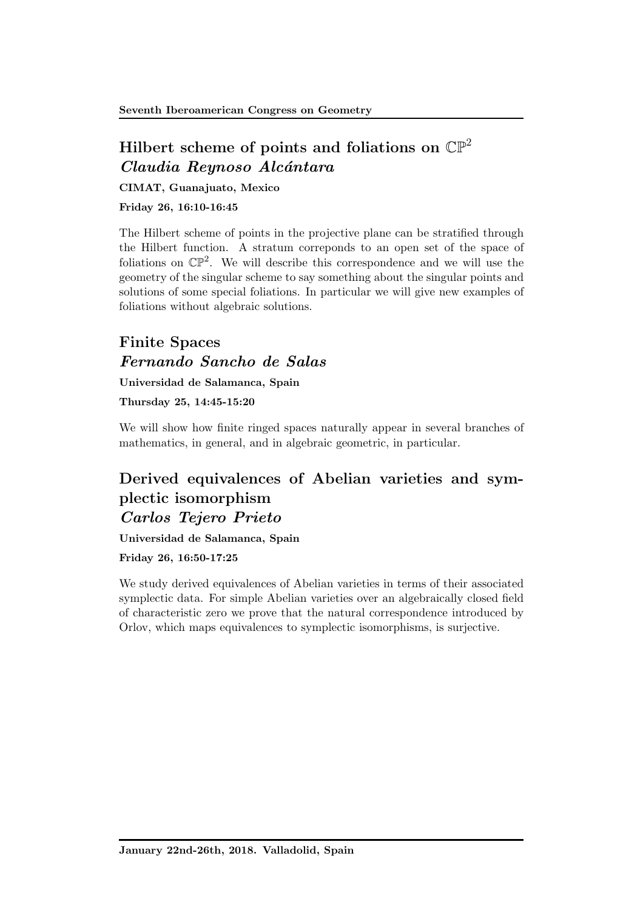## Hilbert scheme of points and foliations on $\mathbb{CP}^2$

### *Claudia Reynoso Alcántara*

**CIMAT, Guanajuato, Mexico**

**Friday 26, 16:10-16:45**

The Hilbert scheme of points in the projective plane can be stratified through the Hilbert function. A stratum correponds to an open set of the space of foliations on $\mathbb{CP}^2$. We will describe this correspondence and we will use the geometry of the singular scheme to say something about the singular points and solutions of some special foliations. In particular we will give new examples of foliations without algebraic solutions.

## Finite Spaces

### *Fernando Sancho de Salas*

**Universidad de Salamanca, Spain**

**Thursday 25, 14:45-15:20**

We will show how finite ringed spaces naturally appear in several branches of mathematics, in general, and in algebraic geometric, in particular.

## Derived equivalences of Abelian varieties and symplectic isomorphism

### *Carlos Tejero Prieto*

**Universidad de Salamanca, Spain**

**Friday 26, 16:50-17:25**

We study derived equivalences of Abelian varieties in terms of their associated symplectic data. For simple Abelian varieties over an algebraically closed field of characteristic zero we prove that the natural correspondence introduced by Orlov, which maps equivalences to symplectic isomorphisms, is surjective.